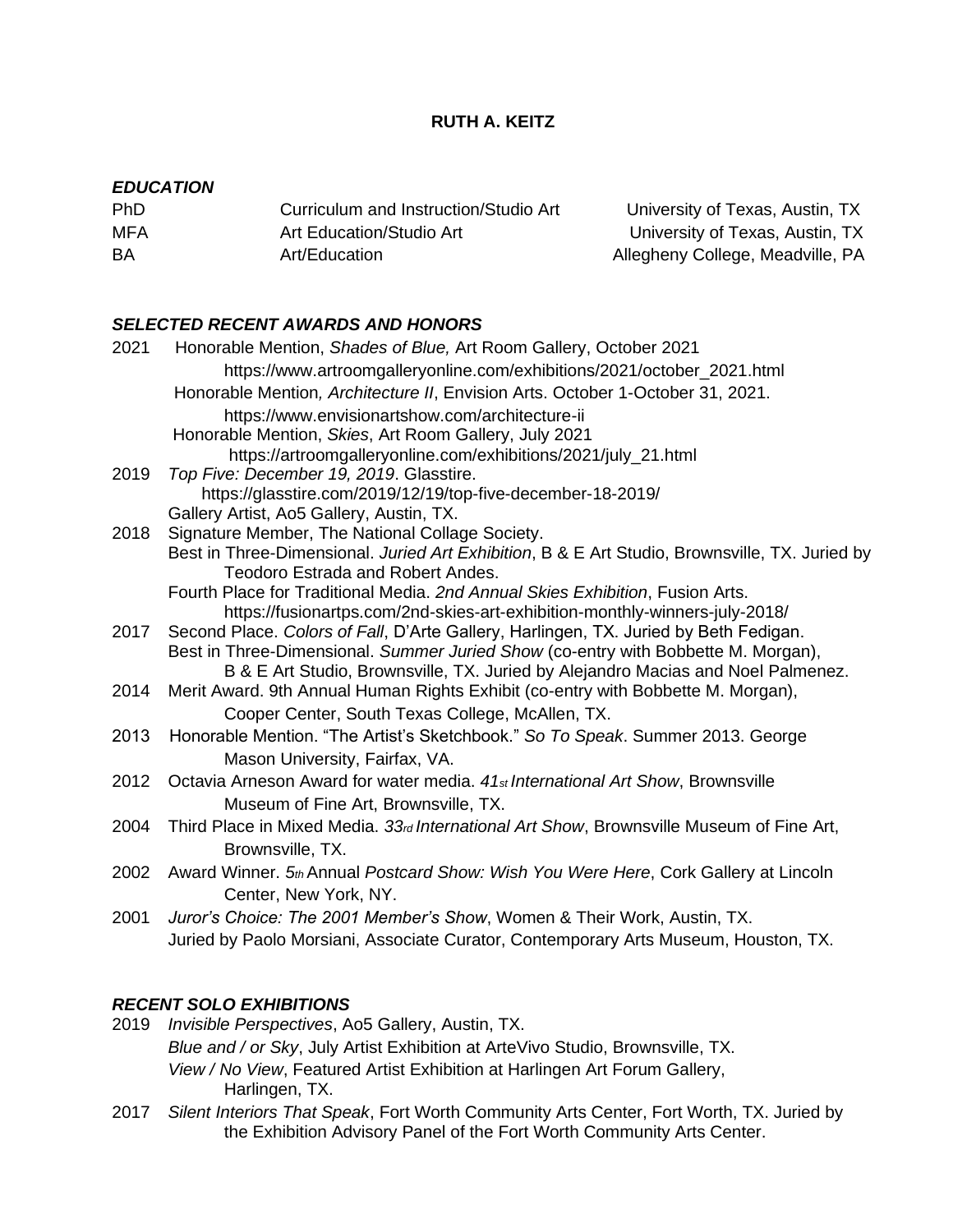# RUTH A. KEITZ

## *EDUCATION*

| | | |
|---|---|---|
| PhD | Curriculum and Instruction/Studio Art | University of Texas, Austin, TX |
| MFA | Art Education/Studio Art | University of Texas, Austin, TX |
| BA | Art/Education | Allegheny College, Meadville, PA |

## *SELECTED RECENT AWARDS AND HONORS*

2021 Honorable Mention, *Shades of Blue,* Art Room Gallery, October 2021
https://www.artroomgalleryonline.com/exhibitions/2021/october_2021.html
Honorable Mention*, Architecture II*, Envision Arts. October 1-October 31, 2021.
https://www.envisionartshow.com/architecture-ii
Honorable Mention, *Skies*, Art Room Gallery, July 2021
https://artroomgalleryonline.com/exhibitions/2021/july_21.html

2019 *Top Five: December 19, 2019*. Glasstire.
https://glasstire.com/2019/12/19/top-five-december-18-2019/
Gallery Artist, Ao5 Gallery, Austin, TX.

2018 Signature Member, The National Collage Society.
Best in Three-Dimensional. *Juried Art Exhibition*, B & E Art Studio, Brownsville, TX. Juried by Teodoro Estrada and Robert Andes.
Fourth Place for Traditional Media. *2nd Annual Skies Exhibition*, Fusion Arts.
https://fusionartps.com/2nd-skies-art-exhibition-monthly-winners-july-2018/

2017 Second Place. *Colors of Fall*, D'Arte Gallery, Harlingen, TX. Juried by Beth Fedigan.
Best in Three-Dimensional. *Summer Juried Show* (co-entry with Bobbette M. Morgan), B & E Art Studio, Brownsville, TX. Juried by Alejandro Macias and Noel Palmenez.

2014 Merit Award. 9th Annual Human Rights Exhibit (co-entry with Bobbette M. Morgan), Cooper Center, South Texas College, McAllen, TX.

2013 Honorable Mention. "The Artist's Sketchbook." *So To Speak*. Summer 2013. George Mason University, Fairfax, VA.

2012 Octavia Arneson Award for water media. *41st International Art Show*, Brownsville Museum of Fine Art, Brownsville, TX.

2004 Third Place in Mixed Media. *33rd International Art Show*, Brownsville Museum of Fine Art, Brownsville, TX.

2002 Award Winner. *5th* Annual *Postcard Show: Wish You Were Here*, Cork Gallery at Lincoln Center, New York, NY.

2001 *Juror's Choice: The 2001 Member's Show*, Women & Their Work, Austin, TX.
Juried by Paolo Morsiani, Associate Curator, Contemporary Arts Museum, Houston, TX.

## *RECENT SOLO EXHIBITIONS*

2019 *Invisible Perspectives*, Ao5 Gallery, Austin, TX.
*Blue and / or Sky*, July Artist Exhibition at ArteVivo Studio, Brownsville, TX.
*View / No View*, Featured Artist Exhibition at Harlingen Art Forum Gallery, Harlingen, TX.

2017 *Silent Interiors That Speak*, Fort Worth Community Arts Center, Fort Worth, TX. Juried by the Exhibition Advisory Panel of the Fort Worth Community Arts Center.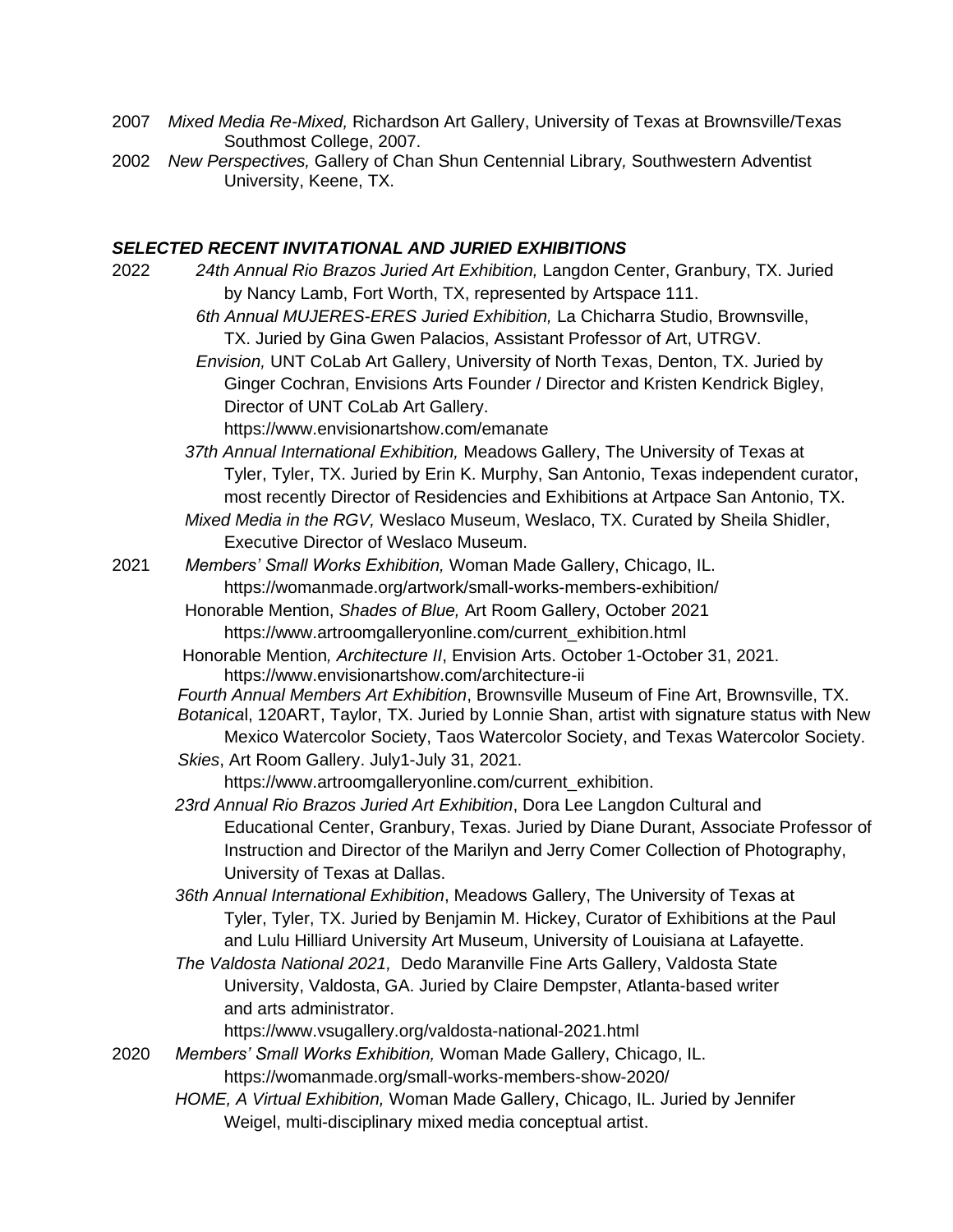2007 *Mixed Media Re-Mixed,* Richardson Art Gallery, University of Texas at Brownsville/Texas Southmost College, 2007.

2002 *New Perspectives,* Gallery of Chan Shun Centennial Library*,* Southwestern Adventist University, Keene, TX.

### *SELECTED RECENT INVITATIONAL AND JURIED EXHIBITIONS*

2022 *24th Annual Rio Brazos Juried Art Exhibition,* Langdon Center, Granbury, TX. Juried by Nancy Lamb, Fort Worth, TX, represented by Artspace 111.

*6th Annual MUJERES-ERES Juried Exhibition,* La Chicharra Studio, Brownsville, TX. Juried by Gina Gwen Palacios, Assistant Professor of Art, UTRGV.

*Envision,* UNT CoLab Art Gallery, University of North Texas, Denton, TX. Juried by Ginger Cochran, Envisions Arts Founder / Director and Kristen Kendrick Bigley, Director of UNT CoLab Art Gallery.
https://www.envisionartshow.com/emanate

*37th Annual International Exhibition,* Meadows Gallery, The University of Texas at Tyler, Tyler, TX. Juried by Erin K. Murphy, San Antonio, Texas independent curator, most recently Director of Residencies and Exhibitions at Artpace San Antonio, TX.

*Mixed Media in the RGV,* Weslaco Museum, Weslaco, TX. Curated by Sheila Shidler, Executive Director of Weslaco Museum.

2021 *Members' Small Works Exhibition,* Woman Made Gallery, Chicago, IL.
https://womanmade.org/artwork/small-works-members-exhibition/

Honorable Mention, *Shades of Blue,* Art Room Gallery, October 2021
https://www.artroomgalleryonline.com/current_exhibition.html

Honorable Mention*, Architecture II*, Envision Arts. October 1-October 31, 2021.
https://www.envisionartshow.com/architecture-ii

*Fourth Annual Members Art Exhibition*, Brownsville Museum of Fine Art, Brownsville, TX.

*Botanica*l, 120ART, Taylor, TX. Juried by Lonnie Shan, artist with signature status with New Mexico Watercolor Society, Taos Watercolor Society, and Texas Watercolor Society.

*Skies*, Art Room Gallery. July1-July 31, 2021.
https://www.artroomgalleryonline.com/current_exhibition.

*23rd Annual Rio Brazos Juried Art Exhibition*, Dora Lee Langdon Cultural and Educational Center, Granbury, Texas. Juried by Diane Durant, Associate Professor of Instruction and Director of the Marilyn and Jerry Comer Collection of Photography, University of Texas at Dallas.

*36th Annual International Exhibition*, Meadows Gallery, The University of Texas at Tyler, Tyler, TX. Juried by Benjamin M. Hickey, Curator of Exhibitions at the Paul and Lulu Hilliard University Art Museum, University of Louisiana at Lafayette.

*The Valdosta National 2021,* Dedo Maranville Fine Arts Gallery, Valdosta State University, Valdosta, GA. Juried by Claire Dempster, Atlanta-based writer and arts administrator.
https://www.vsugallery.org/valdosta-national-2021.html

2020 *Members' Small Works Exhibition,* Woman Made Gallery, Chicago, IL.
https://womanmade.org/small-works-members-show-2020/

*HOME, A Virtual Exhibition,* Woman Made Gallery, Chicago, IL. Juried by Jennifer Weigel, multi-disciplinary mixed media conceptual artist.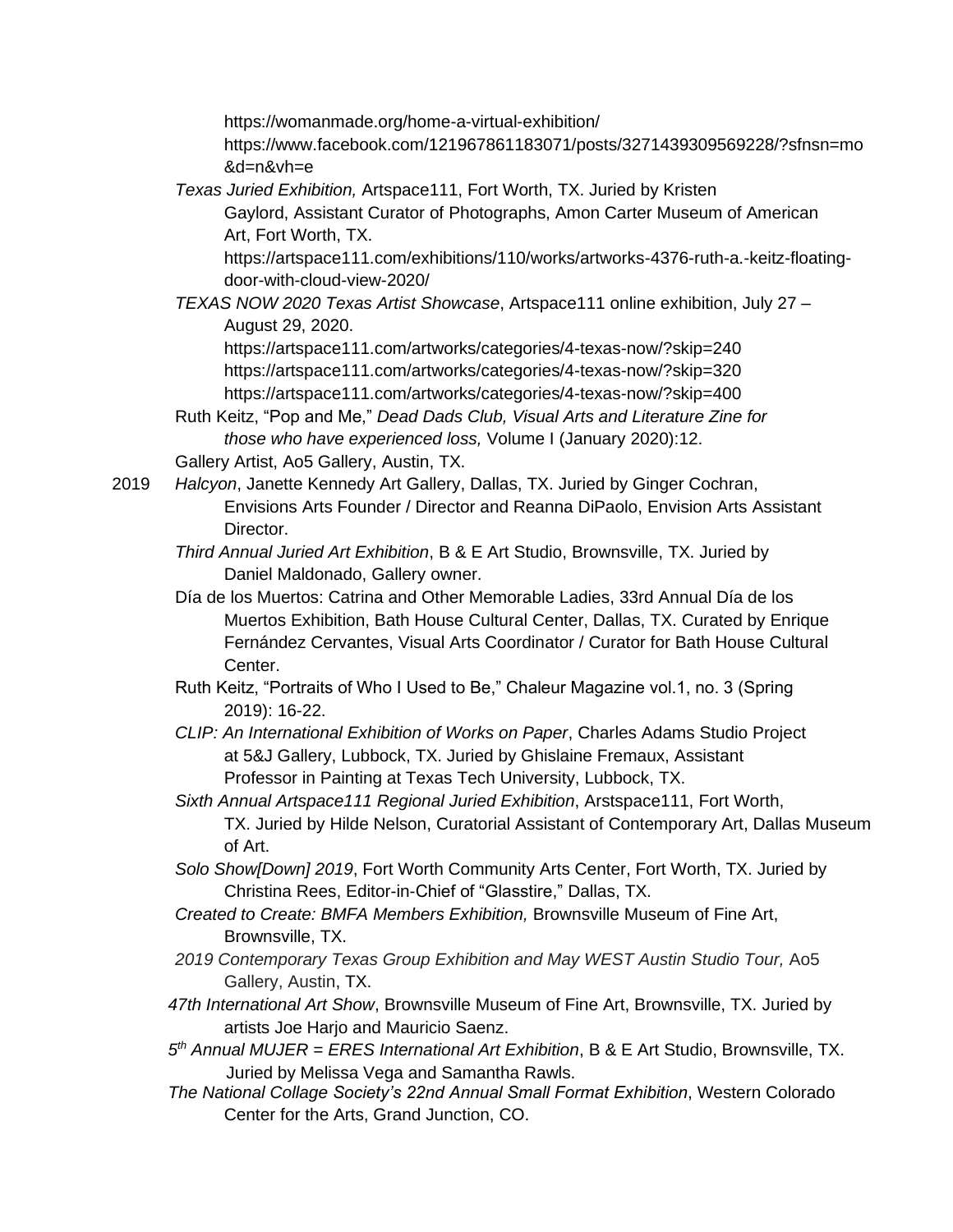https://womanmade.org/home-a-virtual-exhibition/
https://www.facebook.com/121967861183071/posts/3271439309569228/?sfnsn=mo&d=n&vh=e

*Texas Juried Exhibition,* Artspace111, Fort Worth, TX. Juried by Kristen Gaylord, Assistant Curator of Photographs, Amon Carter Museum of American Art, Fort Worth, TX.
https://artspace111.com/exhibitions/110/works/artworks-4376-ruth-a.-keitz-floating-door-with-cloud-view-2020/

*TEXAS NOW 2020 Texas Artist Showcase*, Artspace111 online exhibition, July 27 – August 29, 2020.
https://artspace111.com/artworks/categories/4-texas-now/?skip=240
https://artspace111.com/artworks/categories/4-texas-now/?skip=320
https://artspace111.com/artworks/categories/4-texas-now/?skip=400

Ruth Keitz, "Pop and Me," *Dead Dads Club, Visual Arts and Literature Zine for those who have experienced loss,* Volume I (January 2020):12.

Gallery Artist, Ao5 Gallery, Austin, TX.

2019 *Halcyon*, Janette Kennedy Art Gallery, Dallas, TX. Juried by Ginger Cochran, Envisions Arts Founder / Director and Reanna DiPaolo, Envision Arts Assistant Director.

*Third Annual Juried Art Exhibition*, B & E Art Studio, Brownsville, TX. Juried by Daniel Maldonado, Gallery owner.

Día de los Muertos: Catrina and Other Memorable Ladies, 33rd Annual Día de los Muertos Exhibition, Bath House Cultural Center, Dallas, TX. Curated by Enrique Fernández Cervantes, Visual Arts Coordinator / Curator for Bath House Cultural Center.

Ruth Keitz, "Portraits of Who I Used to Be," Chaleur Magazine vol.1, no. 3 (Spring 2019): 16-22.

*CLIP: An International Exhibition of Works on Paper*, Charles Adams Studio Project at 5&J Gallery, Lubbock, TX. Juried by Ghislaine Fremaux, Assistant Professor in Painting at Texas Tech University, Lubbock, TX.

*Sixth Annual Artspace111 Regional Juried Exhibition*, Arstspace111, Fort Worth, TX. Juried by Hilde Nelson, Curatorial Assistant of Contemporary Art, Dallas Museum of Art.

*Solo Show[Down] 2019*, Fort Worth Community Arts Center, Fort Worth, TX. Juried by Christina Rees, Editor-in-Chief of "Glasstire," Dallas, TX.

*Created to Create: BMFA Members Exhibition,* Brownsville Museum of Fine Art, Brownsville, TX.

*2019 Contemporary Texas Group Exhibition and May WEST Austin Studio Tour,* Ao5 Gallery, Austin, TX.

*47th International Art Show*, Brownsville Museum of Fine Art, Brownsville, TX. Juried by artists Joe Harjo and Mauricio Saenz.

*5th Annual MUJER = ERES International Art Exhibition*, B & E Art Studio, Brownsville, TX. Juried by Melissa Vega and Samantha Rawls.

*The National Collage Society's 22nd Annual Small Format Exhibition*, Western Colorado Center for the Arts, Grand Junction, CO.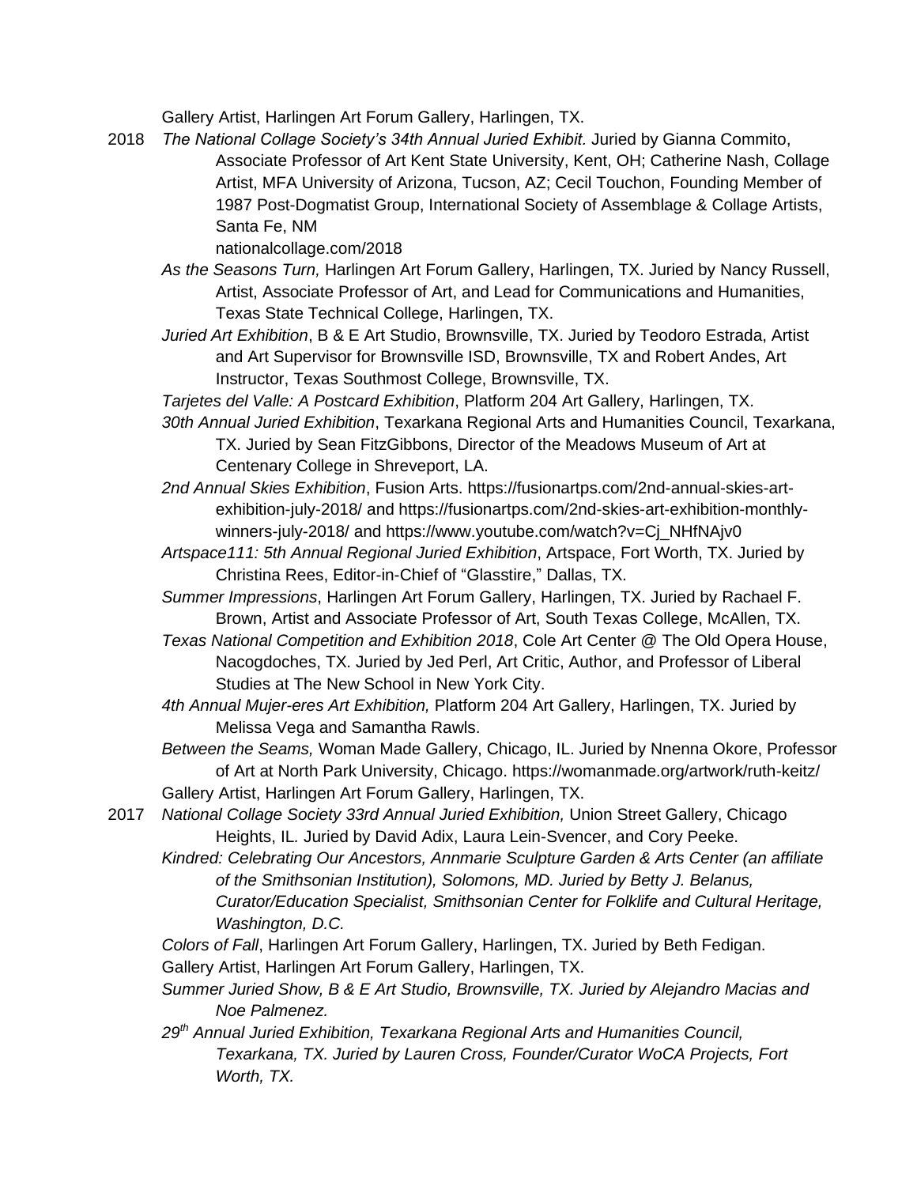Gallery Artist, Harlingen Art Forum Gallery, Harlingen, TX.

2018 *The National Collage Society's 34th Annual Juried Exhibit.* Juried by Gianna Commito, Associate Professor of Art Kent State University, Kent, OH; Catherine Nash, Collage Artist, MFA University of Arizona, Tucson, AZ; Cecil Touchon, Founding Member of 1987 Post-Dogmatist Group, International Society of Assemblage & Collage Artists, Santa Fe, NM
nationalcollage.com/2018

*As the Seasons Turn,* Harlingen Art Forum Gallery, Harlingen, TX. Juried by Nancy Russell, Artist, Associate Professor of Art, and Lead for Communications and Humanities, Texas State Technical College, Harlingen, TX.

*Juried Art Exhibition*, B & E Art Studio, Brownsville, TX. Juried by Teodoro Estrada, Artist and Art Supervisor for Brownsville ISD, Brownsville, TX and Robert Andes, Art Instructor, Texas Southmost College, Brownsville, TX.

*Tarjetes del Valle: A Postcard Exhibition*, Platform 204 Art Gallery, Harlingen, TX.

*30th Annual Juried Exhibition*, Texarkana Regional Arts and Humanities Council, Texarkana, TX. Juried by Sean FitzGibbons, Director of the Meadows Museum of Art at Centenary College in Shreveport, LA.

*2nd Annual Skies Exhibition*, Fusion Arts. https://fusionartps.com/2nd-annual-skies-art-exhibition-july-2018/ and https://fusionartps.com/2nd-skies-art-exhibition-monthly-winners-july-2018/ and https://www.youtube.com/watch?v=Cj_NHfNAjv0

*Artspace111: 5th Annual Regional Juried Exhibition*, Artspace, Fort Worth, TX. Juried by Christina Rees, Editor-in-Chief of "Glasstire," Dallas, TX.

*Summer Impressions*, Harlingen Art Forum Gallery, Harlingen, TX. Juried by Rachael F. Brown, Artist and Associate Professor of Art, South Texas College, McAllen, TX.

*Texas National Competition and Exhibition 2018*, Cole Art Center @ The Old Opera House, Nacogdoches, TX. Juried by Jed Perl, Art Critic, Author, and Professor of Liberal Studies at The New School in New York City.

*4th Annual Mujer-eres Art Exhibition,* Platform 204 Art Gallery, Harlingen, TX. Juried by Melissa Vega and Samantha Rawls.

*Between the Seams,* Woman Made Gallery, Chicago, IL. Juried by Nnenna Okore, Professor of Art at North Park University, Chicago. https://womanmade.org/artwork/ruth-keitz/

Gallery Artist, Harlingen Art Forum Gallery, Harlingen, TX.

2017 *National Collage Society 33rd Annual Juried Exhibition,* Union Street Gallery, Chicago Heights, IL. Juried by David Adix, Laura Lein-Svencer, and Cory Peeke.

*Kindred: Celebrating Our Ancestors, Annmarie Sculpture Garden & Arts Center (an affiliate of the Smithsonian Institution), Solomons, MD. Juried by Betty J. Belanus, Curator/Education Specialist, Smithsonian Center for Folklife and Cultural Heritage, Washington, D.C.*

*Colors of Fall*, Harlingen Art Forum Gallery, Harlingen, TX. Juried by Beth Fedigan.

Gallery Artist, Harlingen Art Forum Gallery, Harlingen, TX.

*Summer Juried Show, B & E Art Studio, Brownsville, TX. Juried by Alejandro Macias and Noe Palmenez.*

*29th Annual Juried Exhibition, Texarkana Regional Arts and Humanities Council, Texarkana, TX. Juried by Lauren Cross, Founder/Curator WoCA Projects, Fort Worth, TX.*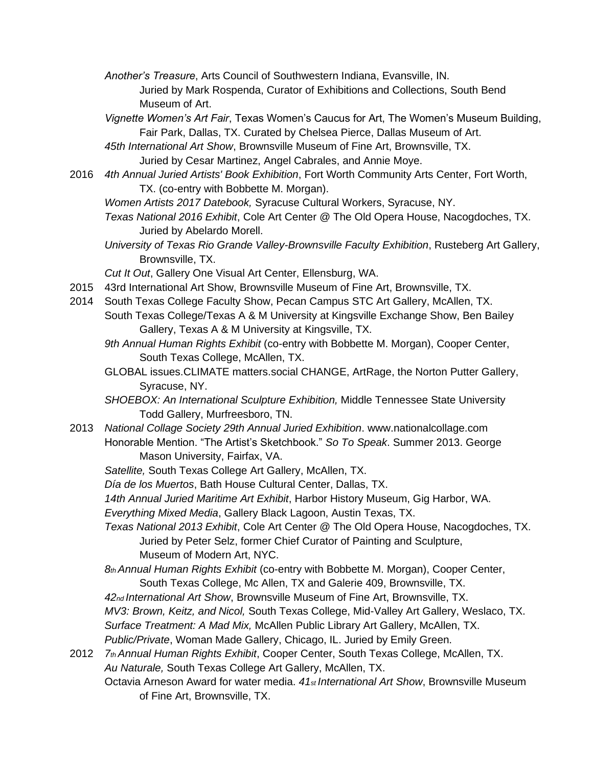*Another's Treasure*, Arts Council of Southwestern Indiana, Evansville, IN.
Juried by Mark Rospenda, Curator of Exhibitions and Collections, South Bend Museum of Art.

*Vignette Women's Art Fair*, Texas Women's Caucus for Art, The Women's Museum Building, Fair Park, Dallas, TX. Curated by Chelsea Pierce, Dallas Museum of Art.

*45th International Art Show*, Brownsville Museum of Fine Art, Brownsville, TX.
Juried by Cesar Martinez, Angel Cabrales, and Annie Moye.

2016 *4th Annual Juried Artists' Book Exhibition*, Fort Worth Community Arts Center, Fort Worth, TX. (co-entry with Bobbette M. Morgan).

*Women Artists 2017 Datebook,* Syracuse Cultural Workers, Syracuse, NY.

*Texas National 2016 Exhibit*, Cole Art Center @ The Old Opera House, Nacogdoches, TX. Juried by Abelardo Morell.

*University of Texas Rio Grande Valley-Brownsville Faculty Exhibition*, Rusteberg Art Gallery, Brownsville, TX.

*Cut It Out*, Gallery One Visual Art Center, Ellensburg, WA.

2015 43rd International Art Show, Brownsville Museum of Fine Art, Brownsville, TX.

2014 South Texas College Faculty Show, Pecan Campus STC Art Gallery, McAllen, TX.

South Texas College/Texas A & M University at Kingsville Exchange Show, Ben Bailey Gallery, Texas A & M University at Kingsville, TX.

*9th Annual Human Rights Exhibit* (co-entry with Bobbette M. Morgan), Cooper Center, South Texas College, McAllen, TX.

GLOBAL issues.CLIMATE matters.social CHANGE, ArtRage, the Norton Putter Gallery, Syracuse, NY.

*SHOEBOX: An International Sculpture Exhibition,* Middle Tennessee State University Todd Gallery, Murfreesboro, TN.

2013 *National Collage Society 29th Annual Juried Exhibition*. www.nationalcollage.com

Honorable Mention. "The Artist's Sketchbook." *So To Speak*. Summer 2013. George Mason University, Fairfax, VA.

*Satellite,* South Texas College Art Gallery, McAllen, TX.

*Día de los Muertos*, Bath House Cultural Center, Dallas, TX.

*14th Annual Juried Maritime Art Exhibit*, Harbor History Museum, Gig Harbor, WA.

*Everything Mixed Media*, Gallery Black Lagoon, Austin Texas, TX.

*Texas National 2013 Exhibit*, Cole Art Center @ The Old Opera House, Nacogdoches, TX. Juried by Peter Selz, former Chief Curator of Painting and Sculpture, Museum of Modern Art, NYC.

*8th Annual Human Rights Exhibit* (co-entry with Bobbette M. Morgan), Cooper Center, South Texas College, Mc Allen, TX and Galerie 409, Brownsville, TX.

*42nd International Art Show*, Brownsville Museum of Fine Art, Brownsville, TX.

*MV3: Brown, Keitz, and Nicol,* South Texas College, Mid-Valley Art Gallery, Weslaco, TX.

*Surface Treatment: A Mad Mix,* McAllen Public Library Art Gallery, McAllen, TX.

*Public/Private*, Woman Made Gallery, Chicago, IL. Juried by Emily Green.

2012 *7th Annual Human Rights Exhibit*, Cooper Center, South Texas College, McAllen, TX.

*Au Naturale,* South Texas College Art Gallery, McAllen, TX.

Octavia Arneson Award for water media. *41st International Art Show*, Brownsville Museum of Fine Art, Brownsville, TX.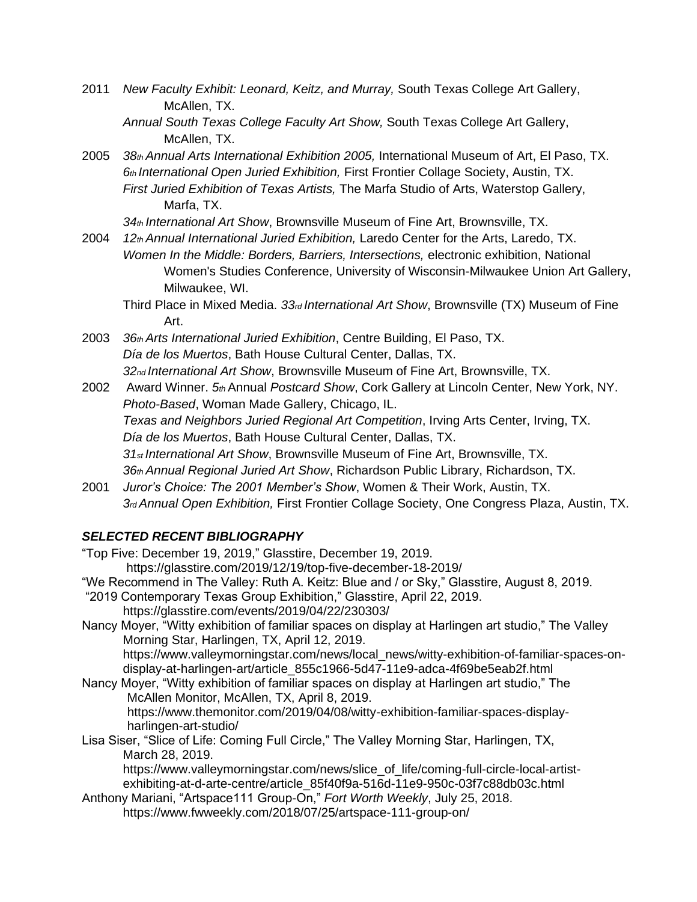2011 *New Faculty Exhibit: Leonard, Keitz, and Murray,* South Texas College Art Gallery, McAllen, TX.
*Annual South Texas College Faculty Art Show,* South Texas College Art Gallery, McAllen, TX.

2005 *38th Annual Arts International Exhibition 2005,* International Museum of Art, El Paso, TX.
*6th International Open Juried Exhibition,* First Frontier Collage Society, Austin, TX.
*First Juried Exhibition of Texas Artists,* The Marfa Studio of Arts, Waterstop Gallery, Marfa, TX.
*34th International Art Show*, Brownsville Museum of Fine Art, Brownsville, TX.

2004 *12th Annual International Juried Exhibition,* Laredo Center for the Arts, Laredo, TX.
*Women In the Middle: Borders, Barriers, Intersections,* electronic exhibition, National Women's Studies Conference, University of Wisconsin-Milwaukee Union Art Gallery, Milwaukee, WI.
Third Place in Mixed Media. *33rd International Art Show*, Brownsville (TX) Museum of Fine Art.

2003 *36th Arts International Juried Exhibition*, Centre Building, El Paso, TX.
*Día de los Muertos*, Bath House Cultural Center, Dallas, TX.
*32nd International Art Show*, Brownsville Museum of Fine Art, Brownsville, TX.

2002 Award Winner. *5th* Annual *Postcard Show*, Cork Gallery at Lincoln Center, New York, NY.
*Photo-Based*, Woman Made Gallery, Chicago, IL.
*Texas and Neighbors Juried Regional Art Competition*, Irving Arts Center, Irving, TX.
*Día de los Muertos*, Bath House Cultural Center, Dallas, TX.
*31st International Art Show*, Brownsville Museum of Fine Art, Brownsville, TX.
*36th Annual Regional Juried Art Show*, Richardson Public Library, Richardson, TX.

2001 *Juror's Choice: The 2001 Member's Show*, Women & Their Work, Austin, TX.
*3rd Annual Open Exhibition,* First Frontier Collage Society, One Congress Plaza, Austin, TX.

### ***SELECTED RECENT BIBLIOGRAPHY***

"Top Five: December 19, 2019," Glasstire, December 19, 2019.
https://glasstire.com/2019/12/19/top-five-december-18-2019/

"We Recommend in The Valley: Ruth A. Keitz: Blue and / or Sky," Glasstire, August 8, 2019.

"2019 Contemporary Texas Group Exhibition," Glasstire, April 22, 2019.
https://glasstire.com/events/2019/04/22/230303/

Nancy Moyer, "Witty exhibition of familiar spaces on display at Harlingen art studio," The Valley Morning Star, Harlingen, TX, April 12, 2019.
https://www.valleymorningstar.com/news/local_news/witty-exhibition-of-familiar-spaces-on-display-at-harlingen-art/article_855c1966-5d47-11e9-adca-4f69be5eab2f.html

Nancy Moyer, "Witty exhibition of familiar spaces on display at Harlingen art studio," The McAllen Monitor, McAllen, TX, April 8, 2019.
https://www.themonitor.com/2019/04/08/witty-exhibition-familiar-spaces-display-harlingen-art-studio/

Lisa Siser, "Slice of Life: Coming Full Circle," The Valley Morning Star, Harlingen, TX, March 28, 2019.
https://www.valleymorningstar.com/news/slice_of_life/coming-full-circle-local-artist-exhibiting-at-d-arte-centre/article_85f40f9a-516d-11e9-950c-03f7c88db03c.html

Anthony Mariani, "Artspace111 Group-On," *Fort Worth Weekly*, July 25, 2018.
https://www.fwweekly.com/2018/07/25/artspace-111-group-on/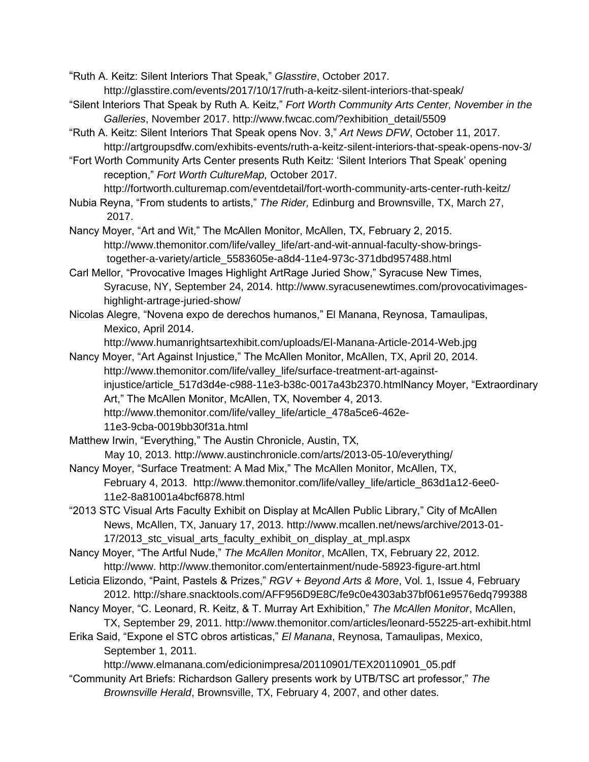"Ruth A. Keitz: Silent Interiors That Speak," *Glasstire*, October 2017. http://glasstire.com/events/2017/10/17/ruth-a-keitz-silent-interiors-that-speak/

"Silent Interiors That Speak by Ruth A. Keitz," *Fort Worth Community Arts Center, November in the Galleries*, November 2017. http://www.fwcac.com/?exhibition_detail/5509

"Ruth A. Keitz: Silent Interiors That Speak opens Nov. 3," *Art News DFW*, October 11, 2017. http://artgroupsdfw.com/exhibits-events/ruth-a-keitz-silent-interiors-that-speak-opens-nov-3/

"Fort Worth Community Arts Center presents Ruth Keitz: 'Silent Interiors That Speak' opening reception," *Fort Worth CultureMap,* October 2017. http://fortworth.culturemap.com/eventdetail/fort-worth-community-arts-center-ruth-keitz/

Nubia Reyna, "From students to artists," *The Rider,* Edinburg and Brownsville, TX, March 27, 2017.

Nancy Moyer, "Art and Wit," The McAllen Monitor, McAllen, TX, February 2, 2015. http://www.themonitor.com/life/valley_life/art-and-wit-annual-faculty-show-brings-together-a-variety/article_5583605e-a8d4-11e4-973c-371dbd957488.html

Carl Mellor, "Provocative Images Highlight ArtRage Juried Show," Syracuse New Times, Syracuse, NY, September 24, 2014. http://www.syracusenewtimes.com/provocativimages-highlight-artrage-juried-show/

Nicolas Alegre, "Novena expo de derechos humanos," El Manana, Reynosa, Tamaulipas, Mexico, April 2014. http://www.humanrightsartexhibit.com/uploads/El-Manana-Article-2014-Web.jpg

Nancy Moyer, "Art Against Injustice," The McAllen Monitor, McAllen, TX, April 20, 2014. http://www.themonitor.com/life/valley_life/surface-treatment-art-against-injustice/article_517d3d4e-c988-11e3-b38c-0017a43b2370.htmlNancy Moyer, "Extraordinary Art," The McAllen Monitor, McAllen, TX, November 4, 2013. http://www.themonitor.com/life/valley_life/article_478a5ce6-462e-11e3-9cba-0019bb30f31a.html

Matthew Irwin, "Everything," The Austin Chronicle, Austin, TX, May 10, 2013. http://www.austinchronicle.com/arts/2013-05-10/everything/

Nancy Moyer, "Surface Treatment: A Mad Mix," The McAllen Monitor, McAllen, TX, February 4, 2013. http://www.themonitor.com/life/valley_life/article_863d1a12-6ee0-11e2-8a81001a4bcf6878.html

"2013 STC Visual Arts Faculty Exhibit on Display at McAllen Public Library," City of McAllen News, McAllen, TX, January 17, 2013. http://www.mcallen.net/news/archive/2013-01-17/2013_stc_visual_arts_faculty_exhibit_on_display_at_mpl.aspx

Nancy Moyer, "The Artful Nude," *The McAllen Monitor*, McAllen, TX, February 22, 2012. http://www. http://www.themonitor.com/entertainment/nude-58923-figure-art.html

Leticia Elizondo, "Paint, Pastels & Prizes," *RGV + Beyond Arts & More*, Vol. 1, Issue 4, February 2012. http://share.snacktools.com/AFF956D9E8C/fe9c0e4303ab37bf061e9576edq799388

Nancy Moyer, "C. Leonard, R. Keitz, & T. Murray Art Exhibition," *The McAllen Monitor*, McAllen, TX, September 29, 2011. http://www.themonitor.com/articles/leonard-55225-art-exhibit.html

Erika Said, "Expone el STC obros artisticas," *El Manana*, Reynosa, Tamaulipas, Mexico, September 1, 2011. http://www.elmanana.com/edicionimpresa/20110901/TEX20110901_05.pdf

"Community Art Briefs: Richardson Gallery presents work by UTB/TSC art professor," *The Brownsville Herald*, Brownsville, TX, February 4, 2007, and other dates.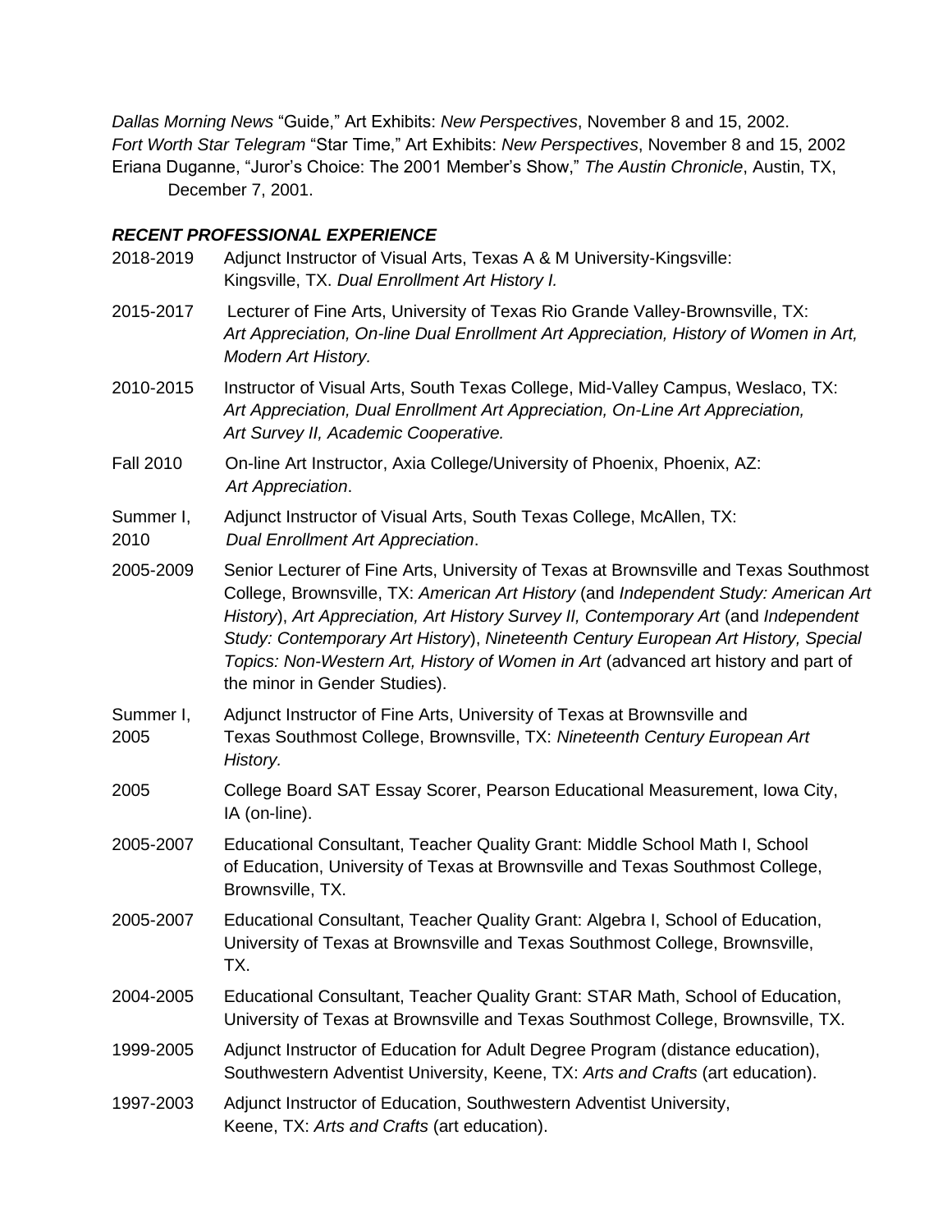*Dallas Morning News* "Guide," Art Exhibits: *New Perspectives*, November 8 and 15, 2002.
*Fort Worth Star Telegram* "Star Time," Art Exhibits: *New Perspectives*, November 8 and 15, 2002
Eriana Duganne, "Juror's Choice: The 2001 Member's Show," *The Austin Chronicle*, Austin, TX, December 7, 2001.

***RECENT PROFESSIONAL EXPERIENCE***

2018-2019 Adjunct Instructor of Visual Arts, Texas A & M University-Kingsville: Kingsville, TX. *Dual Enrollment Art History I.*

2015-2017 Lecturer of Fine Arts, University of Texas Rio Grande Valley-Brownsville, TX: *Art Appreciation, On-line Dual Enrollment Art Appreciation, History of Women in Art, Modern Art History.*

2010-2015 Instructor of Visual Arts, South Texas College, Mid-Valley Campus, Weslaco, TX: *Art Appreciation, Dual Enrollment Art Appreciation, On-Line Art Appreciation, Art Survey II, Academic Cooperative.*

Fall 2010 On-line Art Instructor, Axia College/University of Phoenix, Phoenix, AZ: *Art Appreciation*.

Summer I, 2010 Adjunct Instructor of Visual Arts, South Texas College, McAllen, TX: *Dual Enrollment Art Appreciation*.

2005-2009 Senior Lecturer of Fine Arts, University of Texas at Brownsville and Texas Southmost College, Brownsville, TX: *American Art History* (and *Independent Study: American Art History*), *Art Appreciation, Art History Survey II, Contemporary Art* (and *Independent Study: Contemporary Art History*), *Nineteenth Century European Art History, Special Topics: Non-Western Art, History of Women in Art* (advanced art history and part of the minor in Gender Studies).

Summer I, 2005 Adjunct Instructor of Fine Arts, University of Texas at Brownsville and Texas Southmost College, Brownsville, TX: *Nineteenth Century European Art History.*

2005 College Board SAT Essay Scorer, Pearson Educational Measurement, Iowa City, IA (on-line).

2005-2007 Educational Consultant, Teacher Quality Grant: Middle School Math I, School of Education, University of Texas at Brownsville and Texas Southmost College, Brownsville, TX.

2005-2007 Educational Consultant, Teacher Quality Grant: Algebra I, School of Education, University of Texas at Brownsville and Texas Southmost College, Brownsville, TX.

2004-2005 Educational Consultant, Teacher Quality Grant: STAR Math, School of Education, University of Texas at Brownsville and Texas Southmost College, Brownsville, TX.

1999-2005 Adjunct Instructor of Education for Adult Degree Program (distance education), Southwestern Adventist University, Keene, TX: *Arts and Crafts* (art education).

1997-2003 Adjunct Instructor of Education, Southwestern Adventist University, Keene, TX: *Arts and Crafts* (art education).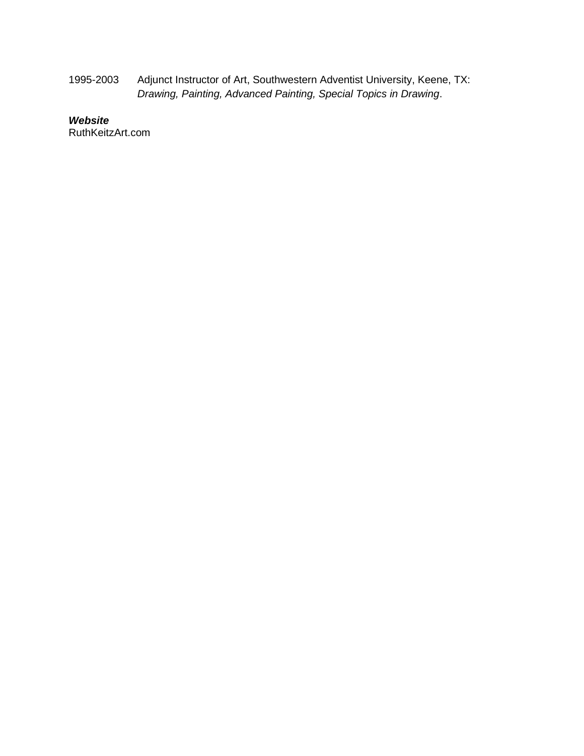1995-2003 Adjunct Instructor of Art, Southwestern Adventist University, Keene, TX: *Drawing, Painting, Advanced Painting, Special Topics in Drawing*.

***Website***
RuthKeitzArt.com